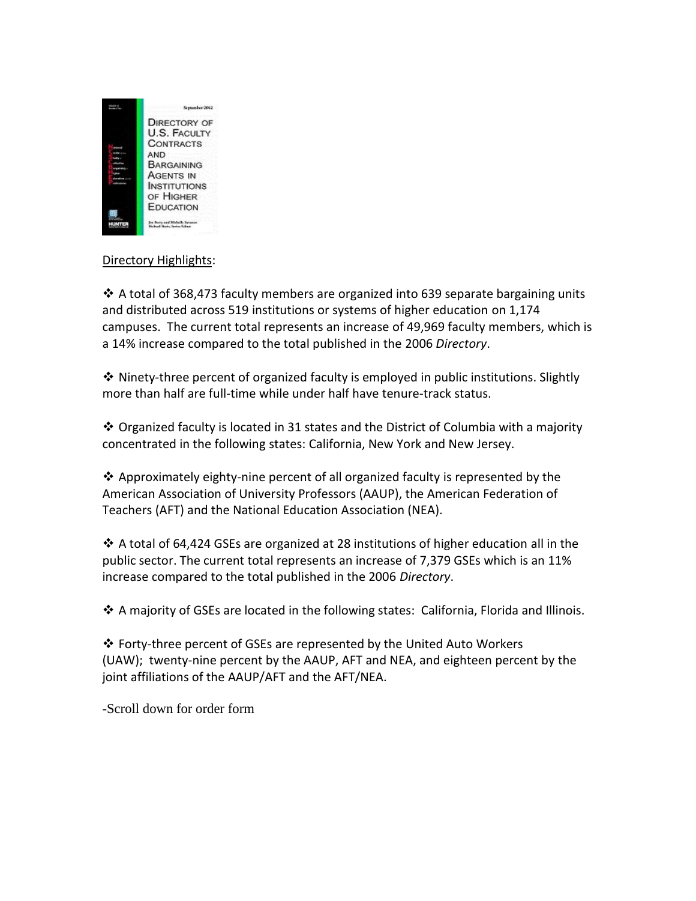Directory Highlights:

❖ A total of 368,473 faculty members are organized into 639 separate bargaining units and distributed across 519 institutions or systems of higher education on 1,174 campuses. The current total represents an increase of 49,969 faculty members, which is a 14% increase compared to the total published in the 2006 *Directory*.

❖ Ninety-three percent of organized faculty is employed in public institutions. Slightly more than half are full-time while under half have tenure-track status.

❖ Organized faculty is located in 31 states and the District of Columbia with a majority concentrated in the following states: California, New York and New Jersey.

❖ Approximately eighty-nine percent of all organized faculty is represented by the American Association of University Professors (AAUP), the American Federation of Teachers (AFT) and the National Education Association (NEA).

❖ A total of 64,424 GSEs are organized at 28 institutions of higher education all in the public sector. The current total represents an increase of 7,379 GSEs which is an 11% increase compared to the total published in the 2006 *Directory*.

❖ A majority of GSEs are located in the following states: California, Florida and Illinois.

❖ Forty-three percent of GSEs are represented by the United Auto Workers (UAW); twenty-nine percent by the AAUP, AFT and NEA, and eighteen percent by the joint affiliations of the AAUP/AFT and the AFT/NEA.

-Scroll down for order form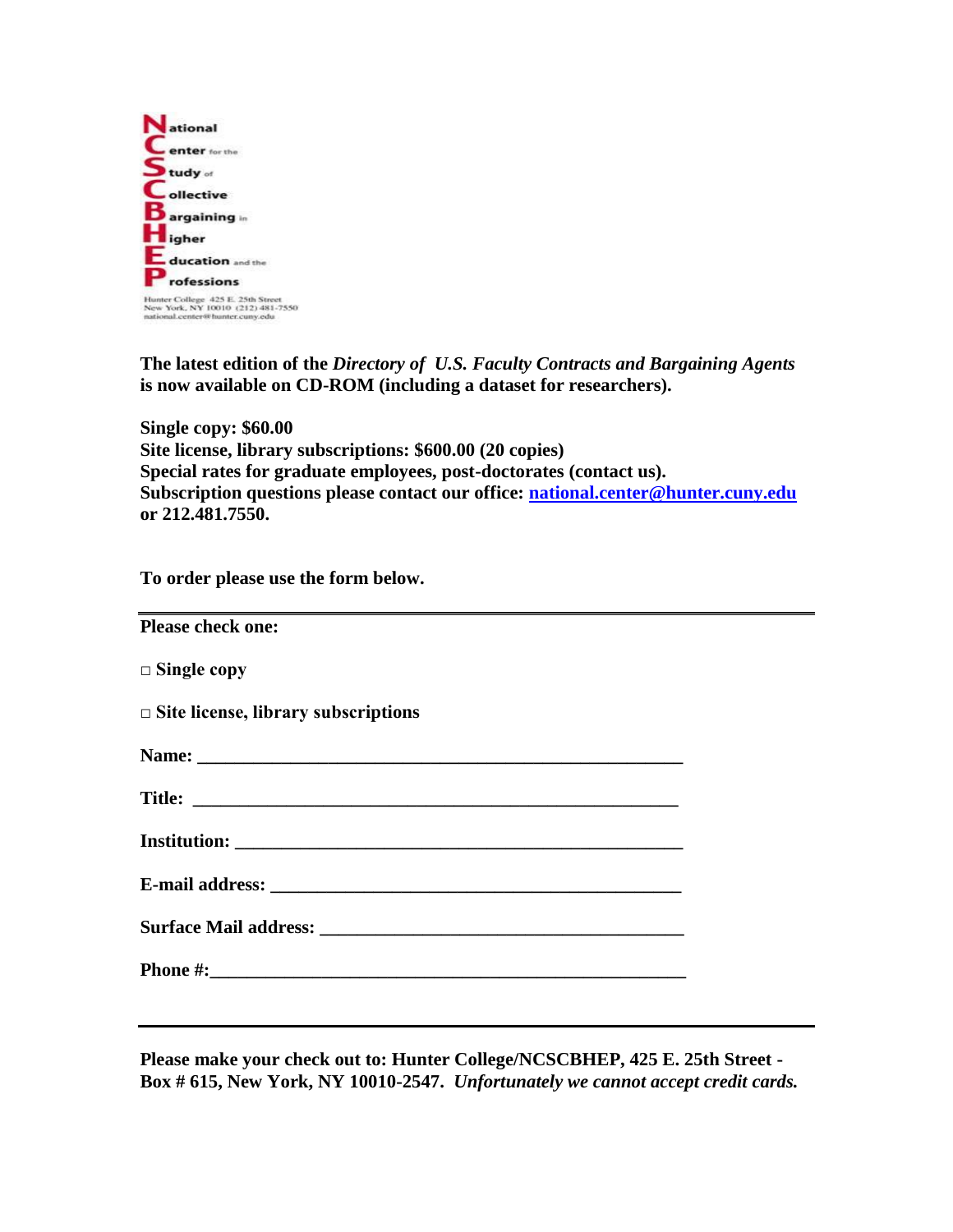**N**ational
**C**enter for the
**S**tudy of
**C**ollective
**B**argaining in
**H**igher
**E**ducation and the
**P**rofessions

Hunter College 425 E. 25th Street
New York, NY 10010 (212) 481-7550
national.center@hunter.cuny.edu

**The latest edition of the *Directory of U.S. Faculty Contracts and Bargaining Agents* is now available on CD-ROM (including a dataset for researchers).**

**Single copy: $60.00**
**Site license, library subscriptions: $600.00 (20 copies)**
**Special rates for graduate employees, post-doctorates (contact us).**
**Subscription questions please contact our office: national.center@hunter.cuny.edu or 212.481.7550.**

**To order please use the form below.**

---

**Please check one:**

□ **Single copy**

□ **Site license, library subscriptions**

**Name:** ______________________________________________________

**Title:** ______________________________________________________

**Institution:** __________________________________________________

**E-mail address:** _______________________________________________

**Surface Mail address:** __________________________________________

**Phone #:**______________________________________________________

---

**Please make your check out to: Hunter College/NCSCBHEP, 425 E. 25th Street - Box # 615, New York, NY 10010-2547.** ***Unfortunately we cannot accept credit cards.***